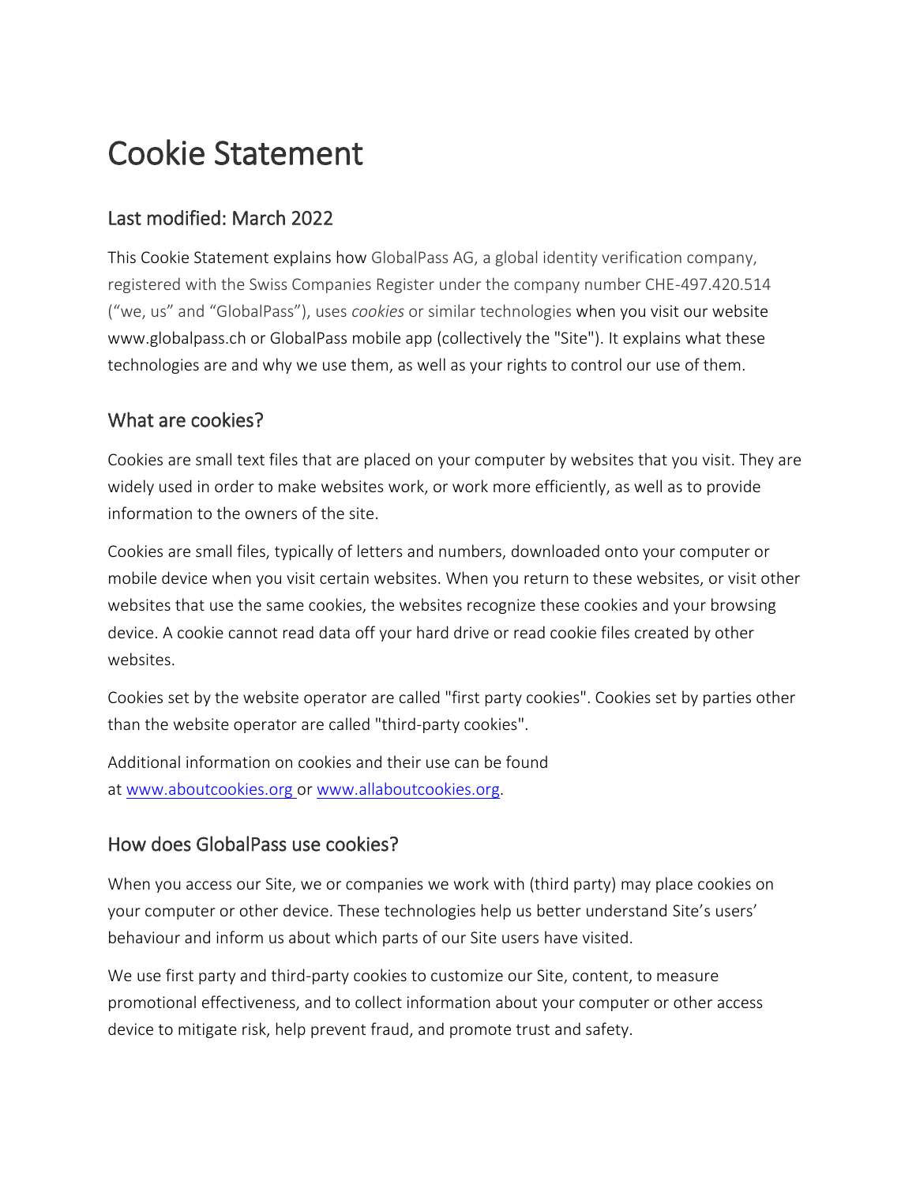# Cookie Statement

## Last modified: March 2022

This Cookie Statement explains how GlobalPass AG, a global identity verification company, registered with the Swiss Companies Register under the company number CHE-497.420.514 (“we, us” and “GlobalPass”), uses *cookies* or similar technologies when you visit our website www.globalpass.ch or GlobalPass mobile app (collectively the "Site"). It explains what these technologies are and why we use them, as well as your rights to control our use of them.

## What are cookies?

Cookies are small text files that are placed on your computer by websites that you visit. They are widely used in order to make websites work, or work more efficiently, as well as to provide information to the owners of the site.

Cookies are small files, typically of letters and numbers, downloaded onto your computer or mobile device when you visit certain websites. When you return to these websites, or visit other websites that use the same cookies, the websites recognize these cookies and your browsing device. A cookie cannot read data off your hard drive or read cookie files created by other websites.

Cookies set by the website operator are called "first party cookies". Cookies set by parties other than the website operator are called "third-party cookies".

Additional information on cookies and their use can be found at [www.aboutcookies.org](www.aboutcookies.org) or [www.allaboutcookies.org](www.allaboutcookies.org).

## How does GlobalPass use cookies?

When you access our Site, we or companies we work with (third party) may place cookies on your computer or other device. These technologies help us better understand Site’s users’ behaviour and inform us about which parts of our Site users have visited.

We use first party and third-party cookies to customize our Site, content, to measure promotional effectiveness, and to collect information about your computer or other access device to mitigate risk, help prevent fraud, and promote trust and safety.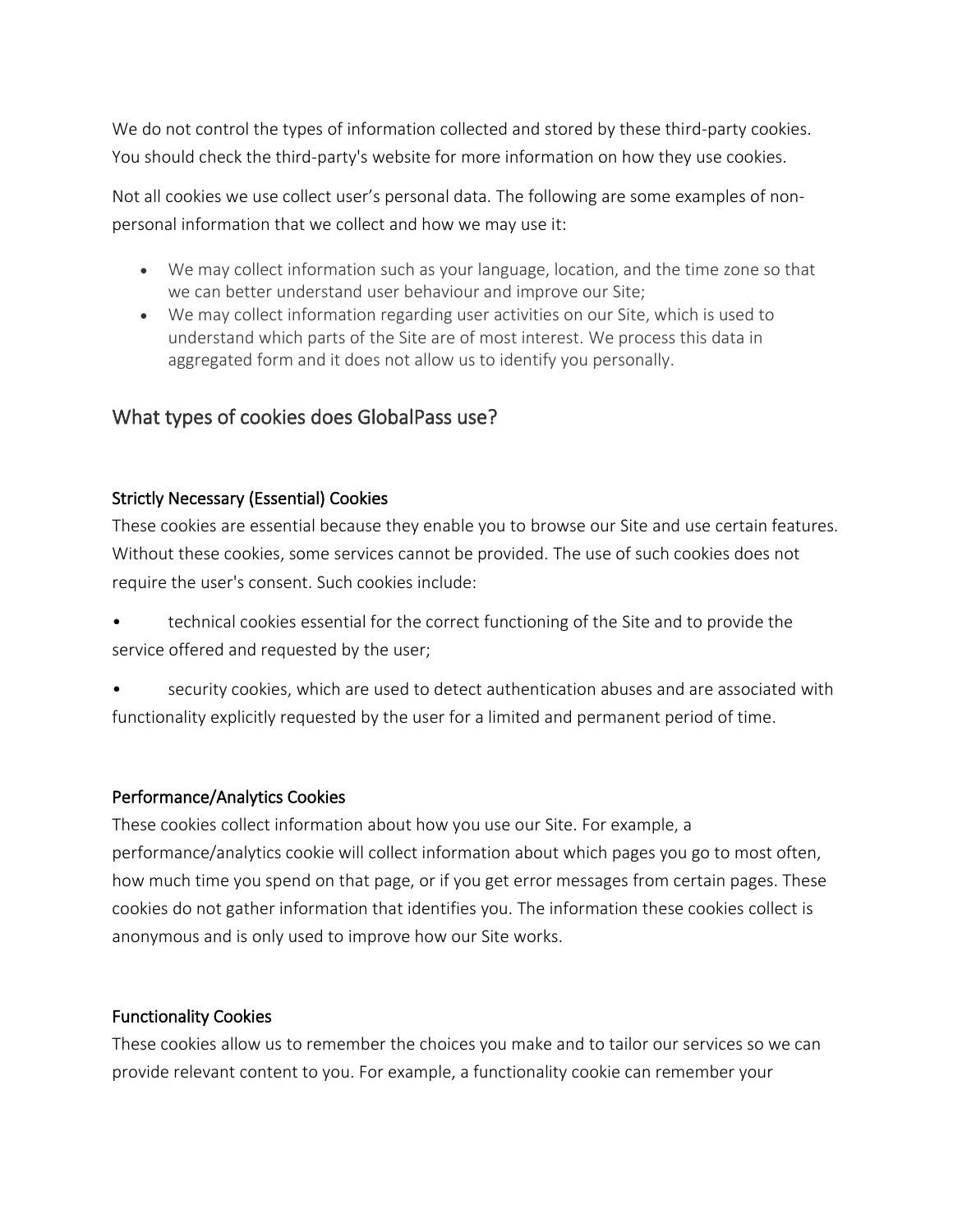We do not control the types of information collected and stored by these third-party cookies. You should check the third-party's website for more information on how they use cookies.

Not all cookies we use collect user's personal data. The following are some examples of non-personal information that we collect and how we may use it:

- We may collect information such as your language, location, and the time zone so that we can better understand user behaviour and improve our Site;
- We may collect information regarding user activities on our Site, which is used to understand which parts of the Site are of most interest. We process this data in aggregated form and it does not allow us to identify you personally.

## What types of cookies does GlobalPass use?

### Strictly Necessary (Essential) Cookies

These cookies are essential because they enable you to browse our Site and use certain features. Without these cookies, some services cannot be provided. The use of such cookies does not require the user's consent. Such cookies include:

- technical cookies essential for the correct functioning of the Site and to provide the service offered and requested by the user;
- security cookies, which are used to detect authentication abuses and are associated with functionality explicitly requested by the user for a limited and permanent period of time.

### Performance/Analytics Cookies

These cookies collect information about how you use our Site. For example, a performance/analytics cookie will collect information about which pages you go to most often, how much time you spend on that page, or if you get error messages from certain pages. These cookies do not gather information that identifies you. The information these cookies collect is anonymous and is only used to improve how our Site works.

### Functionality Cookies

These cookies allow us to remember the choices you make and to tailor our services so we can provide relevant content to you. For example, a functionality cookie can remember your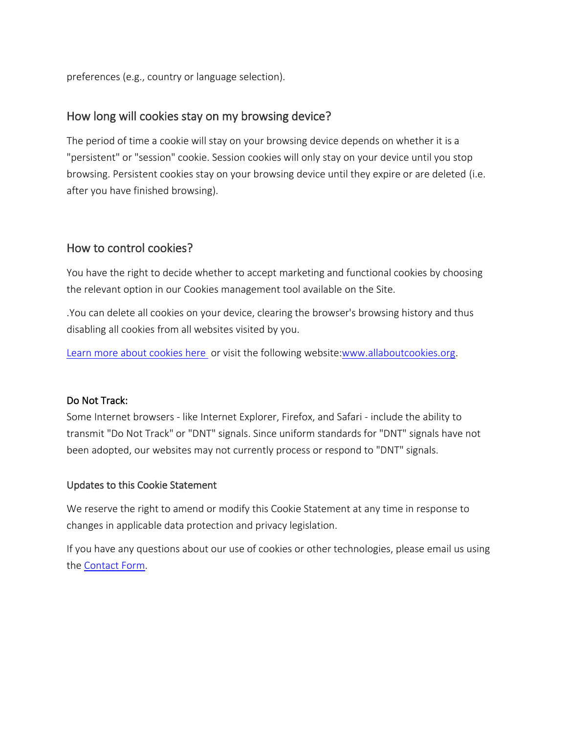preferences (e.g., country or language selection).

## How long will cookies stay on my browsing device?

The period of time a cookie will stay on your browsing device depends on whether it is a "persistent" or "session" cookie. Session cookies will only stay on your device until you stop browsing. Persistent cookies stay on your browsing device until they expire or are deleted (i.e. after you have finished browsing).

## How to control cookies?

You have the right to decide whether to accept marketing and functional cookies by choosing the relevant option in our Cookies management tool available on the Site.

.You can delete all cookies on your device, clearing the browser's browsing history and thus disabling all cookies from all websites visited by you.

Learn more about cookies here or visit the following website:www.allaboutcookies.org.

### Do Not Track:

Some Internet browsers - like Internet Explorer, Firefox, and Safari - include the ability to transmit "Do Not Track" or "DNT" signals. Since uniform standards for "DNT" signals have not been adopted, our websites may not currently process or respond to "DNT" signals.

### Updates to this Cookie Statement

We reserve the right to amend or modify this Cookie Statement at any time in response to changes in applicable data protection and privacy legislation.

If you have any questions about our use of cookies or other technologies, please email us using the Contact Form.